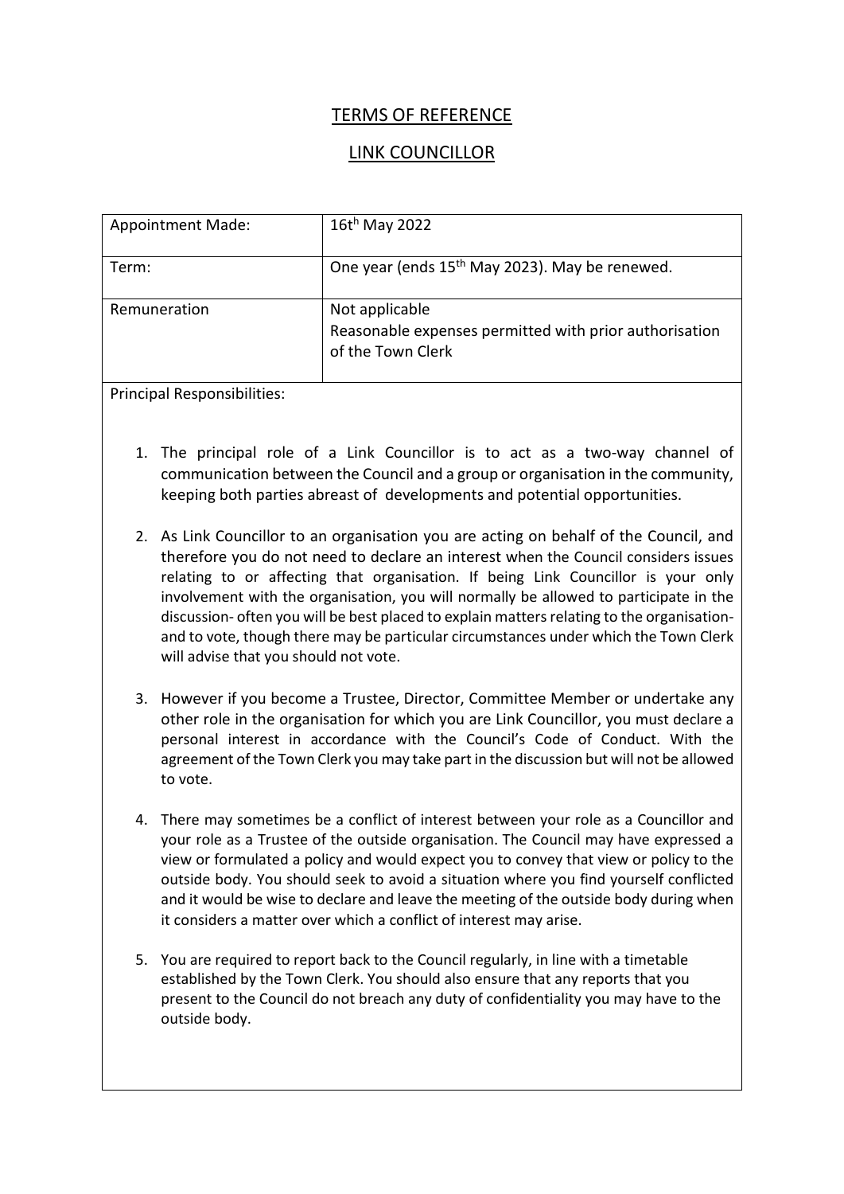# TERMS OF REFERENCE

## LINK COUNCILLOR

| Appointment Made: | 16th May 2022 |
| --- | --- |
| Term: | One year (ends 15th May 2023). May be renewed. |
| Remuneration | Not applicable<br>Reasonable expenses permitted with prior authorisation of the Town Clerk |

Principal Responsibilities:

1. The principal role of a Link Councillor is to act as a two-way channel of communication between the Council and a group or organisation in the community, keeping both parties abreast of developments and potential opportunities.

2. As Link Councillor to an organisation you are acting on behalf of the Council, and therefore you do not need to declare an interest when the Council considers issues relating to or affecting that organisation. If being Link Councillor is your only involvement with the organisation, you will normally be allowed to participate in the discussion- often you will be best placed to explain matters relating to the organisation- and to vote, though there may be particular circumstances under which the Town Clerk will advise that you should not vote.

3. However if you become a Trustee, Director, Committee Member or undertake any other role in the organisation for which you are Link Councillor, you must declare a personal interest in accordance with the Council's Code of Conduct. With the agreement of the Town Clerk you may take part in the discussion but will not be allowed to vote.

4. There may sometimes be a conflict of interest between your role as a Councillor and your role as a Trustee of the outside organisation. The Council may have expressed a view or formulated a policy and would expect you to convey that view or policy to the outside body. You should seek to avoid a situation where you find yourself conflicted and it would be wise to declare and leave the meeting of the outside body during when it considers a matter over which a conflict of interest may arise.

5. You are required to report back to the Council regularly, in line with a timetable established by the Town Clerk. You should also ensure that any reports that you present to the Council do not breach any duty of confidentiality you may have to the outside body.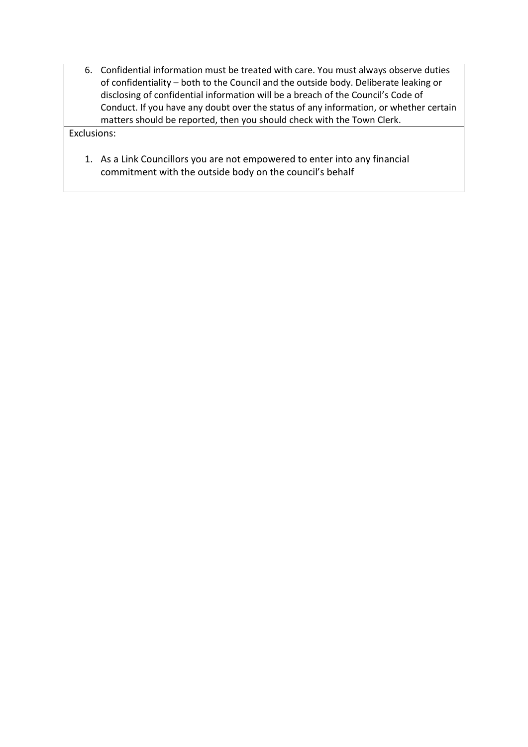6. Confidential information must be treated with care. You must always observe duties of confidentiality – both to the Council and the outside body. Deliberate leaking or disclosing of confidential information will be a breach of the Council's Code of Conduct. If you have any doubt over the status of any information, or whether certain matters should be reported, then you should check with the Town Clerk.

Exclusions:

1. As a Link Councillors you are not empowered to enter into any financial commitment with the outside body on the council's behalf